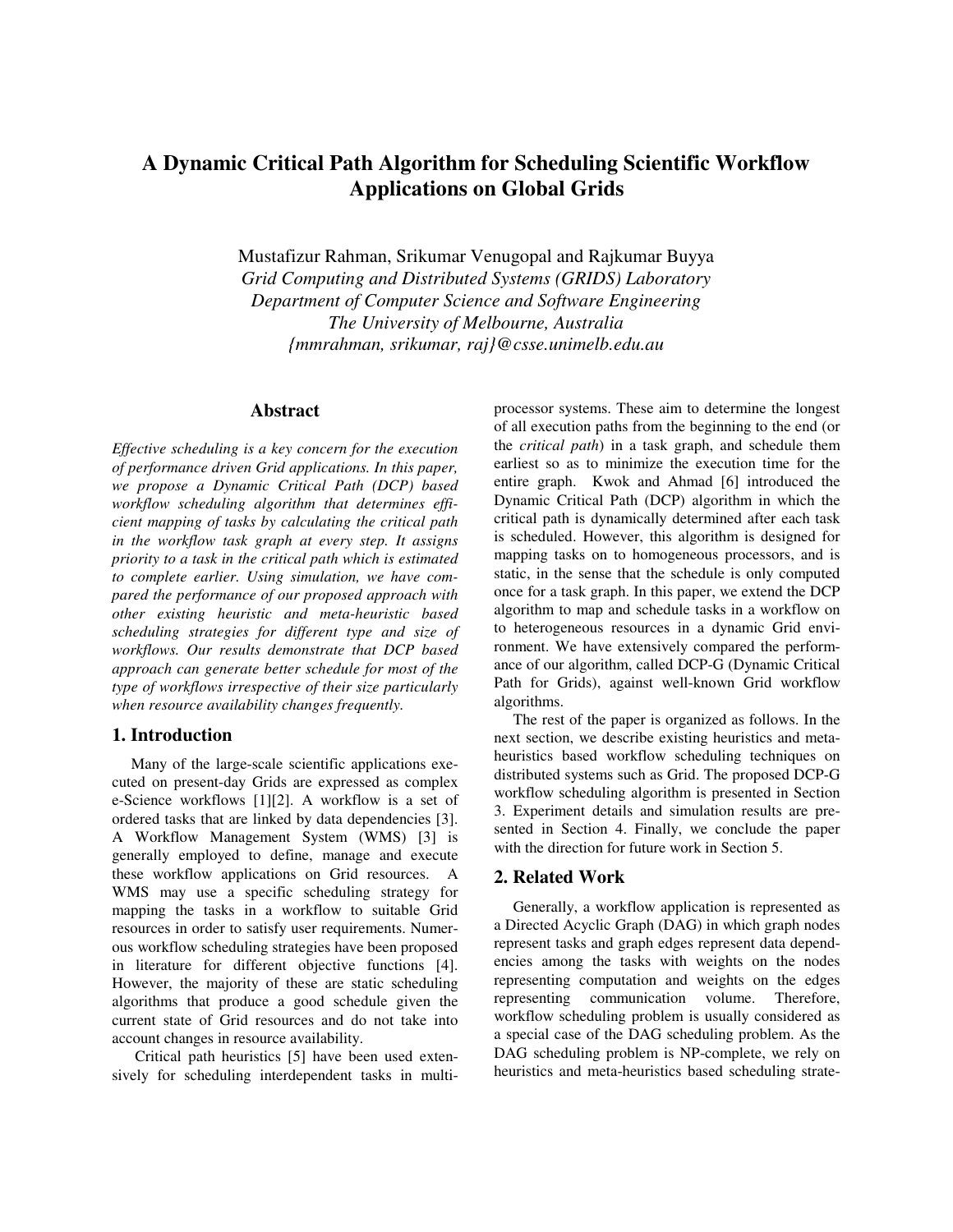# A Dynamic Critical Path Algorithm for Scheduling Scientific Workflow Applications on Global Grids

Mustafizur Rahman, Srikumar Venugopal and Rajkumar Buyya
*Grid Computing and Distributed Systems (GRIDS) Laboratory*
*Department of Computer Science and Software Engineering*
*The University of Melbourne, Australia*
*{mmrahman, srikumar, raj}@csse.unimelb.edu.au*

## Abstract

*Effective scheduling is a key concern for the execution of performance driven Grid applications. In this paper, we propose a Dynamic Critical Path (DCP) based workflow scheduling algorithm that determines efficient mapping of tasks by calculating the critical path in the workflow task graph at every step. It assigns priority to a task in the critical path which is estimated to complete earlier. Using simulation, we have compared the performance of our proposed approach with other existing heuristic and meta-heuristic based scheduling strategies for different type and size of workflows. Our results demonstrate that DCP based approach can generate better schedule for most of the type of workflows irrespective of their size particularly when resource availability changes frequently.*

## 1. Introduction

Many of the large-scale scientific applications executed on present-day Grids are expressed as complex e-Science workflows [1][2]. A workflow is a set of ordered tasks that are linked by data dependencies [3]. A Workflow Management System (WMS) [3] is generally employed to define, manage and execute these workflow applications on Grid resources. A WMS may use a specific scheduling strategy for mapping the tasks in a workflow to suitable Grid resources in order to satisfy user requirements. Numerous workflow scheduling strategies have been proposed in literature for different objective functions [4]. However, the majority of these are static scheduling algorithms that produce a good schedule given the current state of Grid resources and do not take into account changes in resource availability.

Critical path heuristics [5] have been used extensively for scheduling interdependent tasks in multiprocessor systems. These aim to determine the longest of all execution paths from the beginning to the end (or the *critical path*) in a task graph, and schedule them earliest so as to minimize the execution time for the entire graph. Kwok and Ahmad [6] introduced the Dynamic Critical Path (DCP) algorithm in which the critical path is dynamically determined after each task is scheduled. However, this algorithm is designed for mapping tasks on to homogeneous processors, and is static, in the sense that the schedule is only computed once for a task graph. In this paper, we extend the DCP algorithm to map and schedule tasks in a workflow on to heterogeneous resources in a dynamic Grid environment. We have extensively compared the performance of our algorithm, called DCP-G (Dynamic Critical Path for Grids), against well-known Grid workflow algorithms.

The rest of the paper is organized as follows. In the next section, we describe existing heuristics and meta-heuristics based workflow scheduling techniques on distributed systems such as Grid. The proposed DCP-G workflow scheduling algorithm is presented in Section 3. Experiment details and simulation results are presented in Section 4. Finally, we conclude the paper with the direction for future work in Section 5.

## 2. Related Work

Generally, a workflow application is represented as a Directed Acyclic Graph (DAG) in which graph nodes represent tasks and graph edges represent data dependencies among the tasks with weights on the nodes representing computation and weights on the edges representing communication volume. Therefore, workflow scheduling problem is usually considered as a special case of the DAG scheduling problem. As the DAG scheduling problem is NP-complete, we rely on heuristics and meta-heuristics based scheduling strate-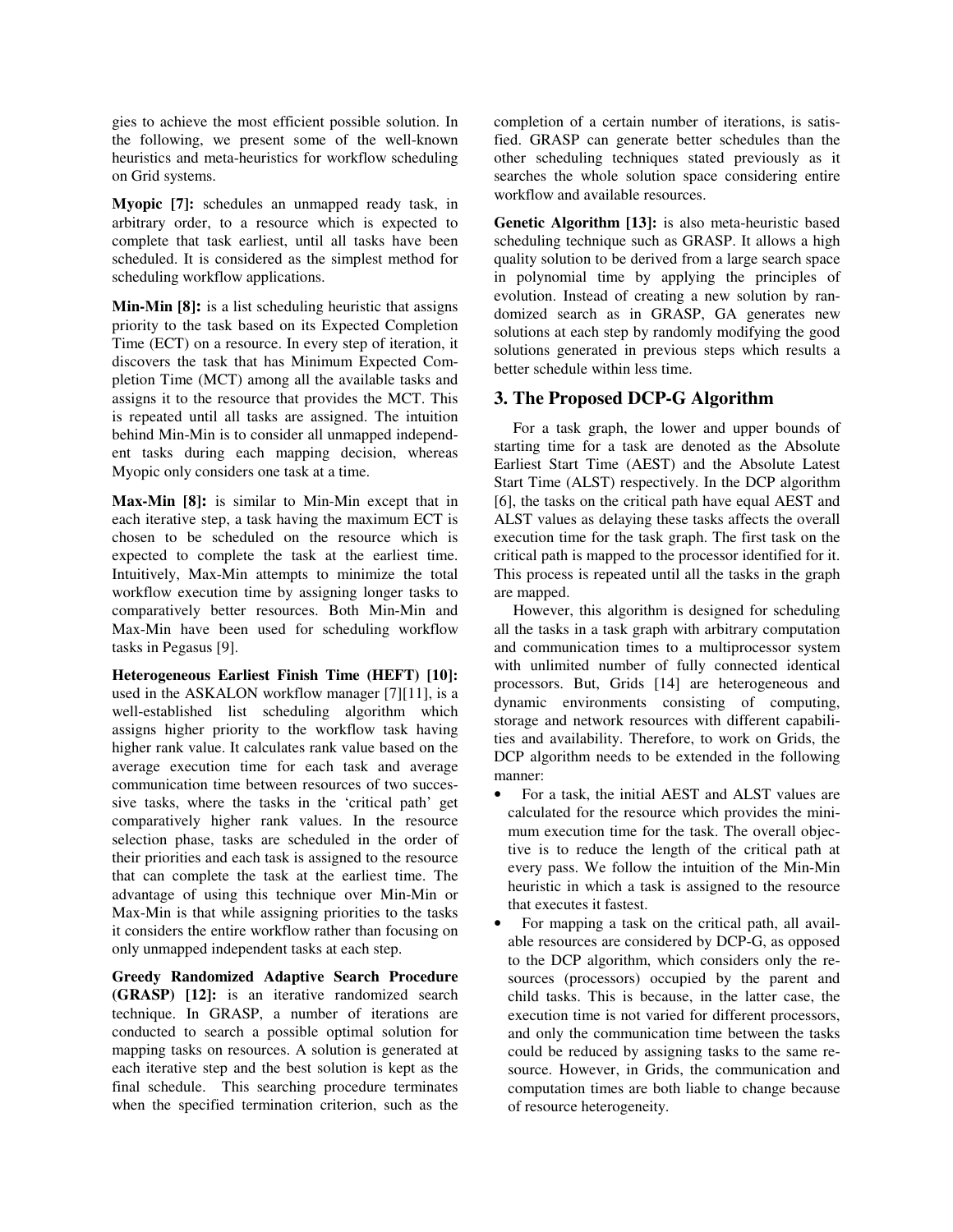gies to achieve the most efficient possible solution. In the following, we present some of the well-known heuristics and meta-heuristics for workflow scheduling on Grid systems.

**Myopic [7]:** schedules an unmapped ready task, in arbitrary order, to a resource which is expected to complete that task earliest, until all tasks have been scheduled. It is considered as the simplest method for scheduling workflow applications.

**Min-Min [8]:** is a list scheduling heuristic that assigns priority to the task based on its Expected Completion Time (ECT) on a resource. In every step of iteration, it discovers the task that has Minimum Expected Completion Time (MCT) among all the available tasks and assigns it to the resource that provides the MCT. This is repeated until all tasks are assigned. The intuition behind Min-Min is to consider all unmapped independent tasks during each mapping decision, whereas Myopic only considers one task at a time.

**Max-Min [8]:** is similar to Min-Min except that in each iterative step, a task having the maximum ECT is chosen to be scheduled on the resource which is expected to complete the task at the earliest time. Intuitively, Max-Min attempts to minimize the total workflow execution time by assigning longer tasks to comparatively better resources. Both Min-Min and Max-Min have been used for scheduling workflow tasks in Pegasus [9].

**Heterogeneous Earliest Finish Time (HEFT) [10]:** used in the ASKALON workflow manager [7][11], is a well-established list scheduling algorithm which assigns higher priority to the workflow task having higher rank value. It calculates rank value based on the average execution time for each task and average communication time between resources of two successive tasks, where the tasks in the 'critical path' get comparatively higher rank values. In the resource selection phase, tasks are scheduled in the order of their priorities and each task is assigned to the resource that can complete the task at the earliest time. The advantage of using this technique over Min-Min or Max-Min is that while assigning priorities to the tasks it considers the entire workflow rather than focusing on only unmapped independent tasks at each step.

**Greedy Randomized Adaptive Search Procedure (GRASP) [12]:** is an iterative randomized search technique. In GRASP, a number of iterations are conducted to search a possible optimal solution for mapping tasks on resources. A solution is generated at each iterative step and the best solution is kept as the final schedule. This searching procedure terminates when the specified termination criterion, such as the completion of a certain number of iterations, is satisfied. GRASP can generate better schedules than the other scheduling techniques stated previously as it searches the whole solution space considering entire workflow and available resources.

**Genetic Algorithm [13]:** is also meta-heuristic based scheduling technique such as GRASP. It allows a high quality solution to be derived from a large search space in polynomial time by applying the principles of evolution. Instead of creating a new solution by randomized search as in GRASP, GA generates new solutions at each step by randomly modifying the good solutions generated in previous steps which results a better schedule within less time.

## 3. The Proposed DCP-G Algorithm

For a task graph, the lower and upper bounds of starting time for a task are denoted as the Absolute Earliest Start Time (AEST) and the Absolute Latest Start Time (ALST) respectively. In the DCP algorithm [6], the tasks on the critical path have equal AEST and ALST values as delaying these tasks affects the overall execution time for the task graph. The first task on the critical path is mapped to the processor identified for it. This process is repeated until all the tasks in the graph are mapped.

However, this algorithm is designed for scheduling all the tasks in a task graph with arbitrary computation and communication times to a multiprocessor system with unlimited number of fully connected identical processors. But, Grids [14] are heterogeneous and dynamic environments consisting of computing, storage and network resources with different capabilities and availability. Therefore, to work on Grids, the DCP algorithm needs to be extended in the following manner:

- For a task, the initial AEST and ALST values are calculated for the resource which provides the minimum execution time for the task. The overall objective is to reduce the length of the critical path at every pass. We follow the intuition of the Min-Min heuristic in which a task is assigned to the resource that executes it fastest.
- For mapping a task on the critical path, all available resources are considered by DCP-G, as opposed to the DCP algorithm, which considers only the resources (processors) occupied by the parent and child tasks. This is because, in the latter case, the execution time is not varied for different processors, and only the communication time between the tasks could be reduced by assigning tasks to the same resource. However, in Grids, the communication and computation times are both liable to change because of resource heterogeneity.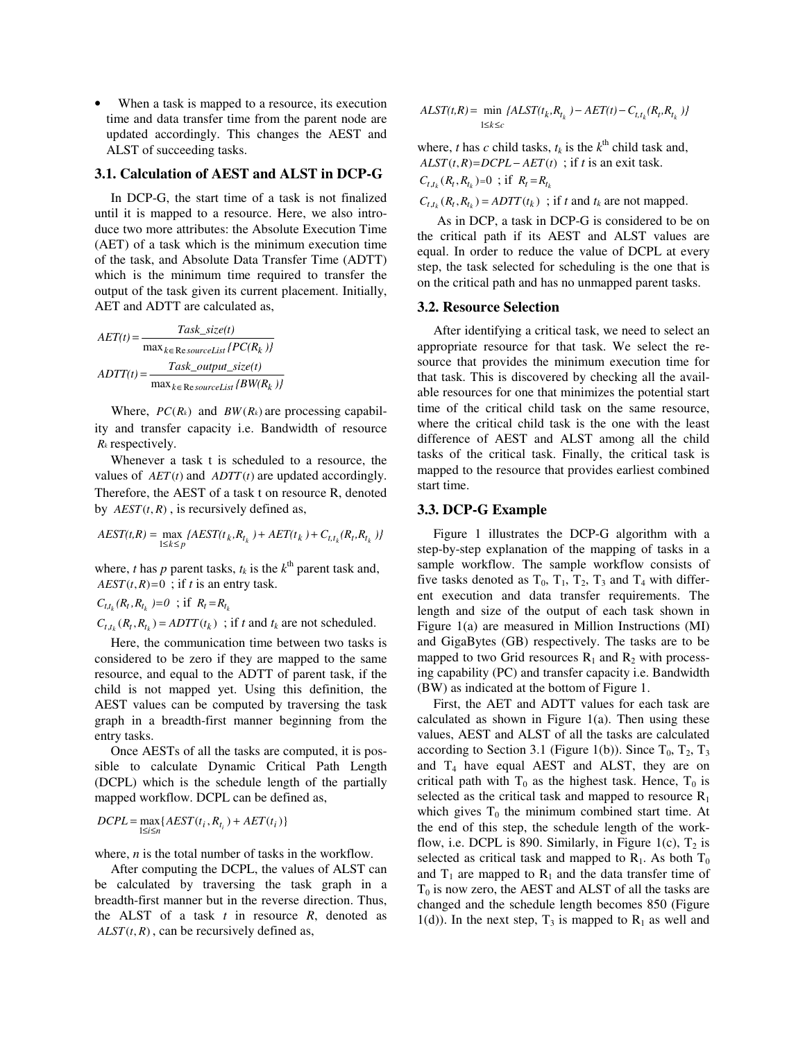- When a task is mapped to a resource, its execution time and data transfer time from the parent node are updated accordingly. This changes the AEST and ALST of succeeding tasks.

### 3.1. Calculation of AEST and ALST in DCP-G

In DCP-G, the start time of a task is not finalized until it is mapped to a resource. Here, we also introduce two more attributes: the Absolute Execution Time (AET) of a task which is the minimum execution time of the task, and Absolute Data Transfer Time (ADTT) which is the minimum time required to transfer the output of the task given its current placement. Initially, AET and ADTT are calculated as,

$$AET(t) = \frac{Task\_size(t)}{\max_{k \in ResourceList}\{PC(R_k)\}}$$

$$ADTT(t) = \frac{Task\_output\_size(t)}{\max_{k \in ResourceList}\{BW(R_k)\}}$$

Where, $PC(R_k)$ and $BW(R_k)$ are processing capability and transfer capacity i.e. Bandwidth of resource $R_k$ respectively.

Whenever a task t is scheduled to a resource, the values of $AET(t)$ and $ADTT(t)$ are updated accordingly. Therefore, the AEST of a task t on resource R, denoted by $AEST(t,R)$, is recursively defined as,

$$AEST(t,R) = \max_{1 \le k \le p}\{AEST(t_k, R_{t_k}) + AET(t_k) + C_{t,t_k}(R_t, R_{t_k})\}$$

where, $t$ has $p$ parent tasks, $t_k$ is the $k^{th}$ parent task and,

$AEST(t,R) = 0$ ; if $t$ is an entry task.

$C_{t,t_k}(R_t, R_{t_k}) = 0$ ; if $R_t = R_{t_k}$

$C_{t,t_k}(R_t, R_{t_k}) = ADTT(t_k)$ ; if $t$ and $t_k$ are not scheduled.

Here, the communication time between two tasks is considered to be zero if they are mapped to the same resource, and equal to the ADTT of parent task, if the child is not mapped yet. Using this definition, the AEST values can be computed by traversing the task graph in a breadth-first manner beginning from the entry tasks.

Once AESTs of all the tasks are computed, it is possible to calculate Dynamic Critical Path Length (DCPL) which is the schedule length of the partially mapped workflow. DCPL can be defined as,

$$DCPL = \max_{1 \le i \le n}\{AEST(t_i, R_{t_i}) + AET(t_i)\}$$

where, $n$ is the total number of tasks in the workflow.

After computing the DCPL, the values of ALST can be calculated by traversing the task graph in a breadth-first manner but in the reverse direction. Thus, the ALST of a task $t$ in resource $R$, denoted as $ALST(t,R)$, can be recursively defined as,

$$ALST(t,R) = \min_{1 \le k \le c}\{ALST(t_k, R_{t_k}) - AET(t) - C_{t,t_k}(R_t, R_{t_k})\}$$

where, $t$ has $c$ child tasks, $t_k$ is the $k^{th}$ child task and,

$ALST(t,R) = DCPL - AET(t)$ ; if $t$ is an exit task.

$C_{t,t_k}(R_t, R_{t_k}) = 0$ ; if $R_t = R_{t_k}$

$C_{t,t_k}(R_t, R_{t_k}) = ADTT(t_k)$ ; if $t$ and $t_k$ are not mapped.

As in DCP, a task in DCP-G is considered to be on the critical path if its AEST and ALST values are equal. In order to reduce the value of DCPL at every step, the task selected for scheduling is the one that is on the critical path and has no unmapped parent tasks.

### 3.2. Resource Selection

After identifying a critical task, we need to select an appropriate resource for that task. We select the resource that provides the minimum execution time for that task. This is discovered by checking all the available resources for one that minimizes the potential start time of the critical child task on the same resource, where the critical child task is the one with the least difference of AEST and ALST among all the child tasks of the critical task. Finally, the critical task is mapped to the resource that provides earliest combined start time.

### 3.3. DCP-G Example

Figure 1 illustrates the DCP-G algorithm with a step-by-step explanation of the mapping of tasks in a sample workflow. The sample workflow consists of five tasks denoted as $T_0$, $T_1$, $T_2$, $T_3$ and $T_4$ with different execution and data transfer requirements. The length and size of the output of each task shown in Figure 1(a) are measured in Million Instructions (MI) and GigaBytes (GB) respectively. The tasks are to be mapped to two Grid resources $R_1$ and $R_2$ with processing capability (PC) and transfer capacity i.e. Bandwidth (BW) as indicated at the bottom of Figure 1.

First, the AET and ADTT values for each task are calculated as shown in Figure 1(a). Then using these values, AEST and ALST of all the tasks are calculated according to Section 3.1 (Figure 1(b)). Since $T_0$, $T_2$, $T_3$ and $T_4$ have equal AEST and ALST, they are on critical path with $T_0$ as the highest task. Hence, $T_0$ is selected as the critical task and mapped to resource $R_1$ which gives $T_0$ the minimum combined start time. At the end of this step, the schedule length of the workflow, i.e. DCPL is 890. Similarly, in Figure 1(c), $T_2$ is selected as critical task and mapped to $R_1$. As both $T_0$ and $T_1$ are mapped to $R_1$ and the data transfer time of $T_0$ is now zero, the AEST and ALST of all the tasks are changed and the schedule length becomes 850 (Figure 1(d)). In the next step, $T_3$ is mapped to $R_1$ as well and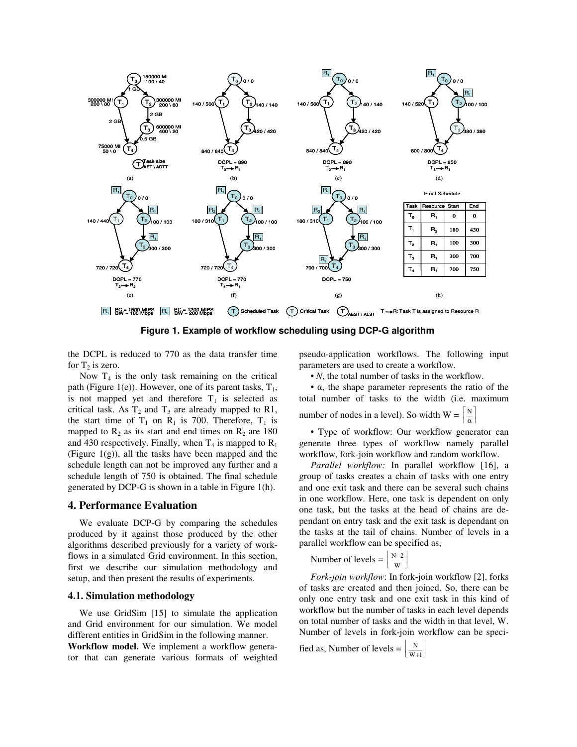**Final Schedule**

| Task | Resource | Start | End |
|---|---|---|---|
| $T_0$ | $R_1$ | 0 | 0 |
| $T_1$ | $R_2$ | 180 | 430 |
| $T_2$ | $R_1$ | 100 | 300 |
| $T_3$ | $R_1$ | 300 | 700 |
| $T_4$ | $R_1$ | 700 | 750 |

**Figure 1. Example of workflow scheduling using DCP-G algorithm**

the DCPL is reduced to 770 as the data transfer time for $T_2$ is zero.

Now $T_4$ is the only task remaining on the critical path (Figure 1(e)). However, one of its parent tasks, $T_1$, is not mapped yet and therefore $T_1$ is selected as critical task. As $T_2$ and $T_3$ are already mapped to R1, the start time of $T_1$ on $R_1$ is 700. Therefore, $T_1$ is mapped to $R_2$ as its start and end times on $R_2$ are 180 and 430 respectively. Finally, when $T_4$ is mapped to $R_1$ (Figure 1(g)), all the tasks have been mapped and the schedule length can not be improved any further and a schedule length of 750 is obtained. The final schedule generated by DCP-G is shown in a table in Figure 1(h).

## 4. Performance Evaluation

We evaluate DCP-G by comparing the schedules produced by it against those produced by the other algorithms described previously for a variety of workflows in a simulated Grid environment. In this section, first we describe our simulation methodology and setup, and then present the results of experiments.

### 4.1. Simulation methodology

We use GridSim [15] to simulate the application and Grid environment for our simulation. We model different entities in GridSim in the following manner.

**Workflow model.** We implement a workflow generator that can generate various formats of weighted pseudo-application workflows. The following input parameters are used to create a workflow.

- *N*, the total number of tasks in the workflow.
- $\alpha$, the shape parameter represents the ratio of the total number of tasks to the width (i.e. maximum number of nodes in a level). So width $W = \left\lceil \frac{N}{\alpha} \right\rceil$
- Type of workflow: Our workflow generator can generate three types of workflow namely parallel workflow, fork-join workflow and random workflow.

*Parallel workflow:* In parallel workflow [16], a group of tasks creates a chain of tasks with one entry and one exit task and there can be several such chains in one workflow. Here, one task is dependent on only one task, but the tasks at the head of chains are dependant on entry task and the exit task is dependant on the tasks at the tail of chains. Number of levels in a parallel workflow can be specified as,

Number of levels = $\left\lfloor \frac{N-2}{W} \right\rfloor$

*Fork-join workflow*: In fork-join workflow [2], forks of tasks are created and then joined. So, there can be only one entry task and one exit task in this kind of workflow but the number of tasks in each level depends on total number of tasks and the width in that level, W. Number of levels in fork-join workflow can be specified as, Number of levels = $\left\lfloor \frac{N}{W+1} \right\rfloor$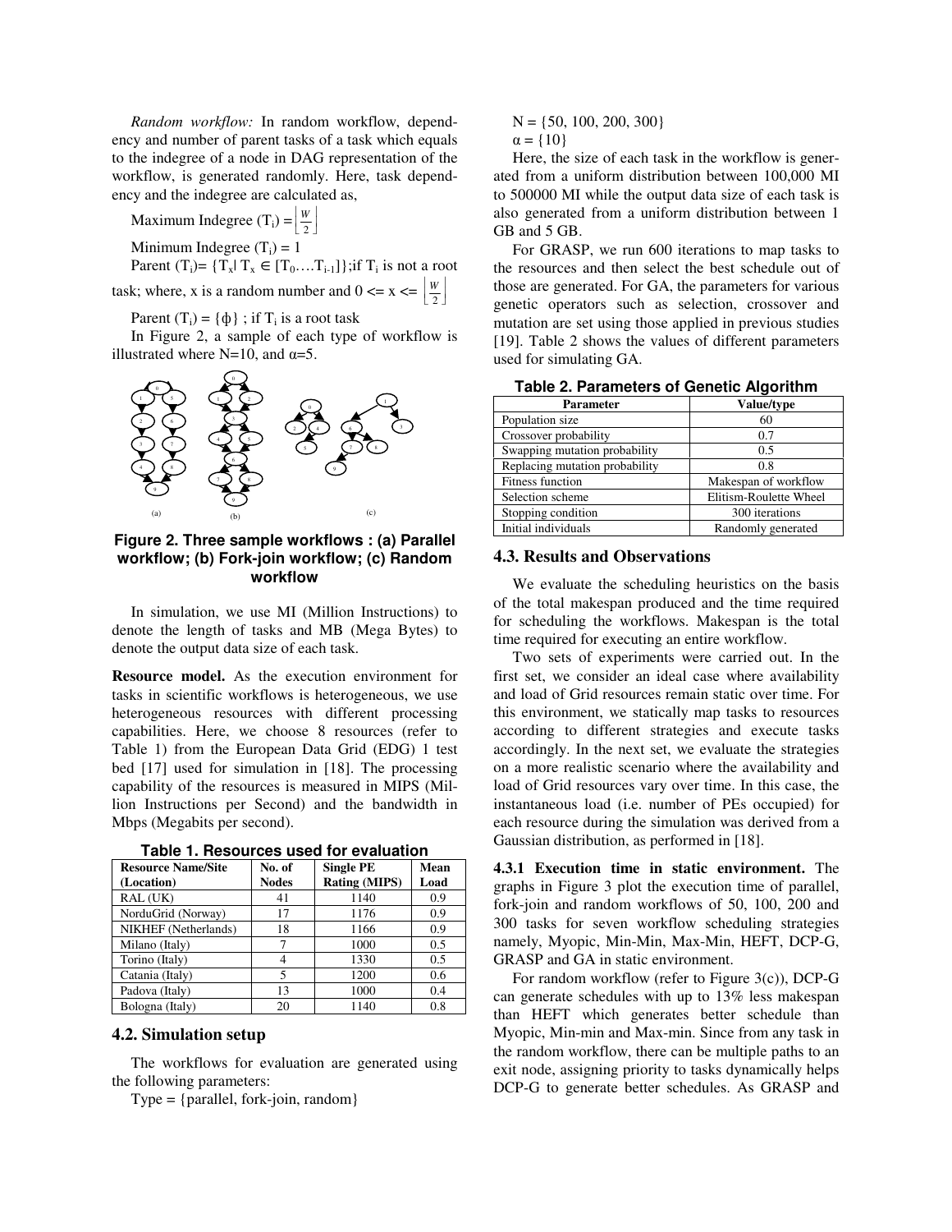*Random workflow:* In random workflow, dependency and number of parent tasks of a task which equals to the indegree of a node in DAG representation of the workflow, is generated randomly. Here, task dependency and the indegree are calculated as,

Maximum Indegree ($T_i$) = $\left\lfloor \frac{W}{2} \right\rfloor$

Minimum Indegree ($T_i$) = 1

Parent ($T_i$)= {$T_x$| $T_x \in [T_0 \ldots . T_{i-1}]$};if $T_i$ is not a root task; where, x is a random number and $0 <= x <= \left\lfloor \frac{W}{2} \right\rfloor$

Parent ($T_i$) = {ϕ} ; if $T_i$ is a root task

In Figure 2, a sample of each type of workflow is illustrated where N=10, and α=5.

**Figure 2. Three sample workflows : (a) Parallel workflow; (b) Fork-join workflow; (c) Random workflow**

In simulation, we use MI (Million Instructions) to denote the length of tasks and MB (Mega Bytes) to denote the output data size of each task.

**Resource model.** As the execution environment for tasks in scientific workflows is heterogeneous, we use heterogeneous resources with different processing capabilities. Here, we choose 8 resources (refer to Table 1) from the European Data Grid (EDG) 1 test bed [17] used for simulation in [18]. The processing capability of the resources is measured in MIPS (Million Instructions per Second) and the bandwidth in Mbps (Megabits per second).

**Table 1. Resources used for evaluation**

| Resource Name/Site (Location) | No. of Nodes | Single PE Rating (MIPS) | Mean Load |
|---|---|---|---|
| RAL (UK) | 41 | 1140 | 0.9 |
| NorduGrid (Norway) | 17 | 1176 | 0.9 |
| NIKHEF (Netherlands) | 18 | 1166 | 0.9 |
| Milano (Italy) | 7 | 1000 | 0.5 |
| Torino (Italy) | 4 | 1330 | 0.5 |
| Catania (Italy) | 5 | 1200 | 0.6 |
| Padova (Italy) | 13 | 1000 | 0.4 |
| Bologna (Italy) | 20 | 1140 | 0.8 |

## 4.2. Simulation setup

The workflows for evaluation are generated using the following parameters:

Type = {parallel, fork-join, random}

N = {50, 100, 200, 300}

α = {10}

Here, the size of each task in the workflow is generated from a uniform distribution between 100,000 MI to 500000 MI while the output data size of each task is also generated from a uniform distribution between 1 GB and 5 GB.

For GRASP, we run 600 iterations to map tasks to the resources and then select the best schedule out of those are generated. For GA, the parameters for various genetic operators such as selection, crossover and mutation are set using those applied in previous studies [19]. Table 2 shows the values of different parameters used for simulating GA.

**Table 2. Parameters of Genetic Algorithm**

| Parameter | Value/type |
|---|---|
| Population size | 60 |
| Crossover probability | 0.7 |
| Swapping mutation probability | 0.5 |
| Replacing mutation probability | 0.8 |
| Fitness function | Makespan of workflow |
| Selection scheme | Elitism-Roulette Wheel |
| Stopping condition | 300 iterations |
| Initial individuals | Randomly generated |

## 4.3. Results and Observations

We evaluate the scheduling heuristics on the basis of the total makespan produced and the time required for scheduling the workflows. Makespan is the total time required for executing an entire workflow.

Two sets of experiments were carried out. In the first set, we consider an ideal case where availability and load of Grid resources remain static over time. For this environment, we statically map tasks to resources according to different strategies and execute tasks accordingly. In the next set, we evaluate the strategies on a more realistic scenario where the availability and load of Grid resources vary over time. In this case, the instantaneous load (i.e. number of PEs occupied) for each resource during the simulation was derived from a Gaussian distribution, as performed in [18].

**4.3.1 Execution time in static environment.** The graphs in Figure 3 plot the execution time of parallel, fork-join and random workflows of 50, 100, 200 and 300 tasks for seven workflow scheduling strategies namely, Myopic, Min-Min, Max-Min, HEFT, DCP-G, GRASP and GA in static environment.

For random workflow (refer to Figure 3(c)), DCP-G can generate schedules with up to 13% less makespan than HEFT which generates better schedule than Myopic, Min-min and Max-min. Since from any task in the random workflow, there can be multiple paths to an exit node, assigning priority to tasks dynamically helps DCP-G to generate better schedules. As GRASP and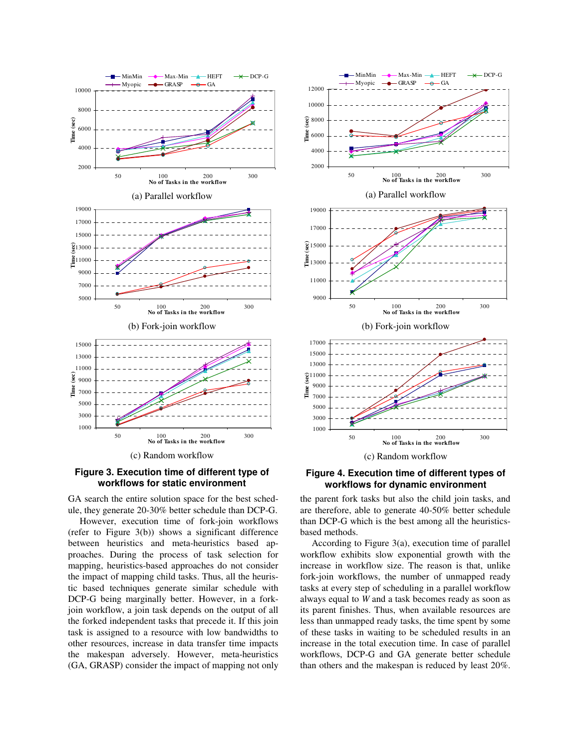(a) Parallel workflow

(b) Fork-join workflow

(c) Random workflow

**Figure 3. Execution time of different type of workflows for static environment**

(a) Parallel workflow

(b) Fork-join workflow

(c) Random workflow

**Figure 4. Execution time of different types of workflows for dynamic environment**

GA search the entire solution space for the best schedule, they generate 20-30% better schedule than DCP-G.

However, execution time of fork-join workflows (refer to Figure 3(b)) shows a significant difference between heuristics and meta-heuristics based approaches. During the process of task selection for mapping, heuristics-based approaches do not consider the impact of mapping child tasks. Thus, all the heuristic based techniques generate similar schedule with DCP-G being marginally better. However, in a fork-join workflow, a join task depends on the output of all the forked independent tasks that precede it. If this join task is assigned to a resource with low bandwidths to other resources, increase in data transfer time impacts the makespan adversely. However, meta-heuristics (GA, GRASP) consider the impact of mapping not only the parent fork tasks but also the child join tasks, and are therefore, able to generate 40-50% better schedule than DCP-G which is the best among all the heuristics-based methods.

According to Figure 3(a), execution time of parallel workflow exhibits slow exponential growth with the increase in workflow size. The reason is that, unlike fork-join workflows, the number of unmapped ready tasks at every step of scheduling in a parallel workflow always equal to *W* and a task becomes ready as soon as its parent finishes. Thus, when available resources are less than unmapped ready tasks, the time spent by some of these tasks in waiting to be scheduled results in an increase in the total execution time. In case of parallel workflows, DCP-G and GA generate better schedule than others and the makespan is reduced by least 20%.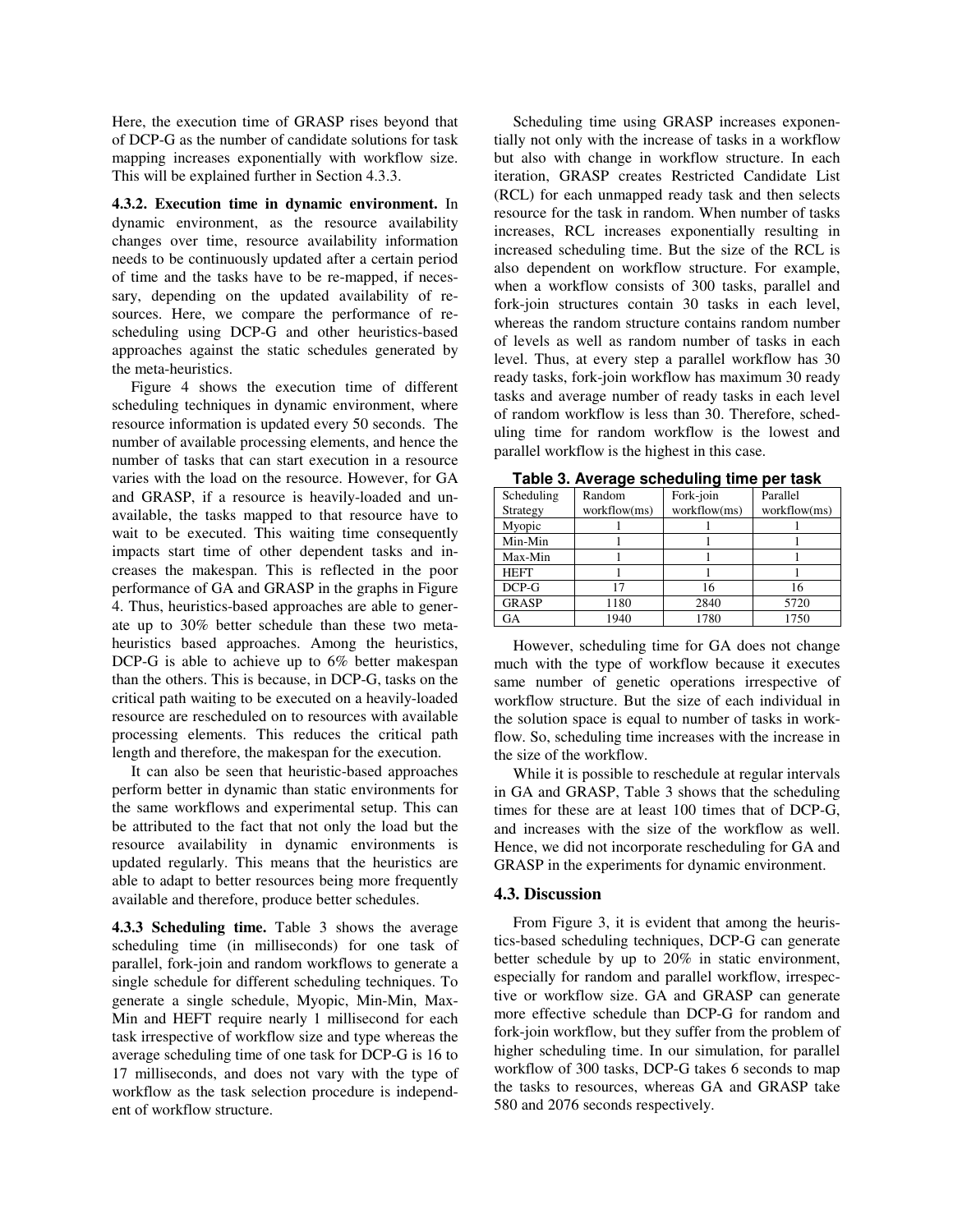Here, the execution time of GRASP rises beyond that of DCP-G as the number of candidate solutions for task mapping increases exponentially with workflow size. This will be explained further in Section 4.3.3.

**4.3.2. Execution time in dynamic environment.** In dynamic environment, as the resource availability changes over time, resource availability information needs to be continuously updated after a certain period of time and the tasks have to be re-mapped, if necessary, depending on the updated availability of resources. Here, we compare the performance of rescheduling using DCP-G and other heuristics-based approaches against the static schedules generated by the meta-heuristics.

Figure 4 shows the execution time of different scheduling techniques in dynamic environment, where resource information is updated every 50 seconds. The number of available processing elements, and hence the number of tasks that can start execution in a resource varies with the load on the resource. However, for GA and GRASP, if a resource is heavily-loaded and unavailable, the tasks mapped to that resource have to wait to be executed. This waiting time consequently impacts start time of other dependent tasks and increases the makespan. This is reflected in the poor performance of GA and GRASP in the graphs in Figure 4. Thus, heuristics-based approaches are able to generate up to 30% better schedule than these two meta-heuristics based approaches. Among the heuristics, DCP-G is able to achieve up to 6% better makespan than the others. This is because, in DCP-G, tasks on the critical path waiting to be executed on a heavily-loaded resource are rescheduled on to resources with available processing elements. This reduces the critical path length and therefore, the makespan for the execution.

It can also be seen that heuristic-based approaches perform better in dynamic than static environments for the same workflows and experimental setup. This can be attributed to the fact that not only the load but the resource availability in dynamic environments is updated regularly. This means that the heuristics are able to adapt to better resources being more frequently available and therefore, produce better schedules.

**4.3.3 Scheduling time.** Table 3 shows the average scheduling time (in milliseconds) for one task of parallel, fork-join and random workflows to generate a single schedule for different scheduling techniques. To generate a single schedule, Myopic, Min-Min, Max-Min and HEFT require nearly 1 millisecond for each task irrespective of workflow size and type whereas the average scheduling time of one task for DCP-G is 16 to 17 milliseconds, and does not vary with the type of workflow as the task selection procedure is independent of workflow structure.

Scheduling time using GRASP increases exponentially not only with the increase of tasks in a workflow but also with change in workflow structure. In each iteration, GRASP creates Restricted Candidate List (RCL) for each unmapped ready task and then selects resource for the task in random. When number of tasks increases, RCL increases exponentially resulting in increased scheduling time. But the size of the RCL is also dependent on workflow structure. For example, when a workflow consists of 300 tasks, parallel and fork-join structures contain 30 tasks in each level, whereas the random structure contains random number of levels as well as random number of tasks in each level. Thus, at every step a parallel workflow has 30 ready tasks, fork-join workflow has maximum 30 ready tasks and average number of ready tasks in each level of random workflow is less than 30. Therefore, scheduling time for random workflow is the lowest and parallel workflow is the highest in this case.

**Table 3. Average scheduling time per task**

| Scheduling Strategy | Random workflow(ms) | Fork-join workflow(ms) | Parallel workflow(ms) |
|---|---|---|---|
| Myopic | 1 | 1 | 1 |
| Min-Min | 1 | 1 | 1 |
| Max-Min | 1 | 1 | 1 |
| HEFT | 1 | 1 | 1 |
| DCP-G | 17 | 16 | 16 |
| GRASP | 1180 | 2840 | 5720 |
| GA | 1940 | 1780 | 1750 |

However, scheduling time for GA does not change much with the type of workflow because it executes same number of genetic operations irrespective of workflow structure. But the size of each individual in the solution space is equal to number of tasks in workflow. So, scheduling time increases with the increase in the size of the workflow.

While it is possible to reschedule at regular intervals in GA and GRASP, Table 3 shows that the scheduling times for these are at least 100 times that of DCP-G, and increases with the size of the workflow as well. Hence, we did not incorporate rescheduling for GA and GRASP in the experiments for dynamic environment.

### 4.3. Discussion

From Figure 3, it is evident that among the heuristics-based scheduling techniques, DCP-G can generate better schedule by up to 20% in static environment, especially for random and parallel workflow, irrespective or workflow size. GA and GRASP can generate more effective schedule than DCP-G for random and fork-join workflow, but they suffer from the problem of higher scheduling time. In our simulation, for parallel workflow of 300 tasks, DCP-G takes 6 seconds to map the tasks to resources, whereas GA and GRASP take 580 and 2076 seconds respectively.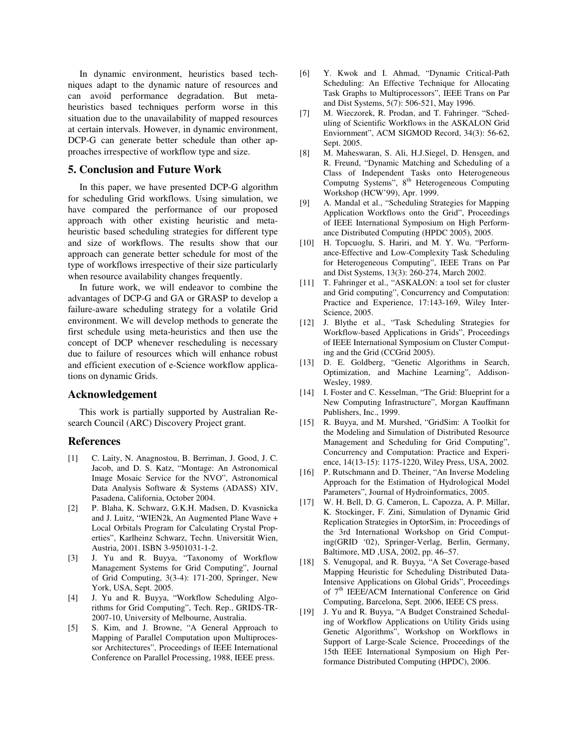In dynamic environment, heuristics based techniques adapt to the dynamic nature of resources and can avoid performance degradation. But meta-heuristics based techniques perform worse in this situation due to the unavailability of mapped resources at certain intervals. However, in dynamic environment, DCP-G can generate better schedule than other approaches irrespective of workflow type and size.

## 5. Conclusion and Future Work

In this paper, we have presented DCP-G algorithm for scheduling Grid workflows. Using simulation, we have compared the performance of our proposed approach with other existing heuristic and meta-heuristic based scheduling strategies for different type and size of workflows. The results show that our approach can generate better schedule for most of the type of workflows irrespective of their size particularly when resource availability changes frequently.

In future work, we will endeavor to combine the advantages of DCP-G and GA or GRASP to develop a failure-aware scheduling strategy for a volatile Grid environment. We will develop methods to generate the first schedule using meta-heuristics and then use the concept of DCP whenever rescheduling is necessary due to failure of resources which will enhance robust and efficient execution of e-Science workflow applications on dynamic Grids.

## Acknowledgement

This work is partially supported by Australian Research Council (ARC) Discovery Project grant.

## References

[1] C. Laity, N. Anagnostou, B. Berriman, J. Good, J. C. Jacob, and D. S. Katz, "Montage: An Astronomical Image Mosaic Service for the NVO", Astronomical Data Analysis Software & Systems (ADASS) XIV, Pasadena, California, October 2004.

[2] P. Blaha, K. Schwarz, G.K.H. Madsen, D. Kvasnicka and J. Luitz, "WIEN2k, An Augmented Plane Wave + Local Orbitals Program for Calculating Crystal Properties", Karlheinz Schwarz, Techn. Universität Wien, Austria, 2001. ISBN 3-9501031-1-2.

[3] J. Yu and R. Buyya, "Taxonomy of Workflow Management Systems for Grid Computing", Journal of Grid Computing, 3(3-4): 171-200, Springer, New York, USA, Sept. 2005.

[4] J. Yu and R. Buyya, "Workflow Scheduling Algorithms for Grid Computing", Tech. Rep., GRIDS-TR-2007-10, University of Melbourne, Australia.

[5] S. Kim, and J. Browne, "A General Approach to Mapping of Parallel Computation upon Multiprocessor Architectures", Proceedings of IEEE International Conference on Parallel Processing, 1988, IEEE press.

[6] Y. Kwok and I. Ahmad, "Dynamic Critical-Path Scheduling: An Effective Technique for Allocating Task Graphs to Multiprocessors", IEEE Trans on Par and Dist Systems, 5(7): 506-521, May 1996.

[7] M. Wieczorek, R. Prodan, and T. Fahringer. "Scheduling of Scientific Workflows in the ASKALON Grid Enviornment", ACM SIGMOD Record, 34(3): 56-62, Sept. 2005.

[8] M. Maheswaran, S. Ali, H.J.Siegel, D. Hensgen, and R. Freund, "Dynamic Matching and Scheduling of a Class of Independent Tasks onto Heterogeneous Computng Systems", 8th Heterogeneous Computing Workshop (HCW'99), Apr. 1999.

[9] A. Mandal et al., "Scheduling Strategies for Mapping Application Workflows onto the Grid", Proceedings of IEEE International Symposium on High Performance Distributed Computing (HPDC 2005), 2005.

[10] H. Topcuoglu, S. Hariri, and M. Y. Wu. "Performance-Effective and Low-Complexity Task Scheduling for Heterogeneous Computing", IEEE Trans on Par and Dist Systems, 13(3): 260-274, March 2002.

[11] T. Fahringer et al., "ASKALON: a tool set for cluster and Grid computing", Concurrency and Computation: Practice and Experience, 17:143-169, Wiley InterScience, 2005.

[12] J. Blythe et al., "Task Scheduling Strategies for Workflow-based Applications in Grids", Proceedings of IEEE International Symposium on Cluster Computing and the Grid (CCGrid 2005).

[13] D. E. Goldberg, "Genetic Algorithms in Search, Optimization, and Machine Learning", Addison-Wesley, 1989.

[14] I. Foster and C. Kesselman, "The Grid: Blueprint for a New Computing Infrastructure", Morgan Kauffmann Publishers, Inc., 1999.

[15] R. Buyya, and M. Murshed, "GridSim: A Toolkit for the Modeling and Simulation of Distributed Resource Management and Scheduling for Grid Computing", Concurrency and Computation: Practice and Experience, 14(13-15): 1175-1220, Wiley Press, USA, 2002.

[16] P. Rutschmann and D. Theiner, "An Inverse Modeling Approach for the Estimation of Hydrological Model Parameters", Journal of Hydroinformatics, 2005.

[17] W. H. Bell, D. G. Cameron, L. Capozza, A. P. Millar, K. Stockinger, F. Zini, Simulation of Dynamic Grid Replication Strategies in OptorSim, in: Proceedings of the 3rd International Workshop on Grid Computing(GRID '02), Springer-Verlag, Berlin, Germany, Baltimore, MD ,USA, 2002, pp. 46–57.

[18] S. Venugopal, and R. Buyya, "A Set Coverage-based Mapping Heuristic for Scheduling Distributed Data-Intensive Applications on Global Grids", Proceedings of 7th IEEE/ACM International Conference on Grid Computing, Barcelona, Sept. 2006, IEEE CS press.

[19] J. Yu and R. Buyya, "A Budget Constrained Scheduling of Workflow Applications on Utility Grids using Genetic Algorithms", Workshop on Workflows in Support of Large-Scale Science, Proceedings of the 15th IEEE International Symposium on High Performance Distributed Computing (HPDC), 2006.